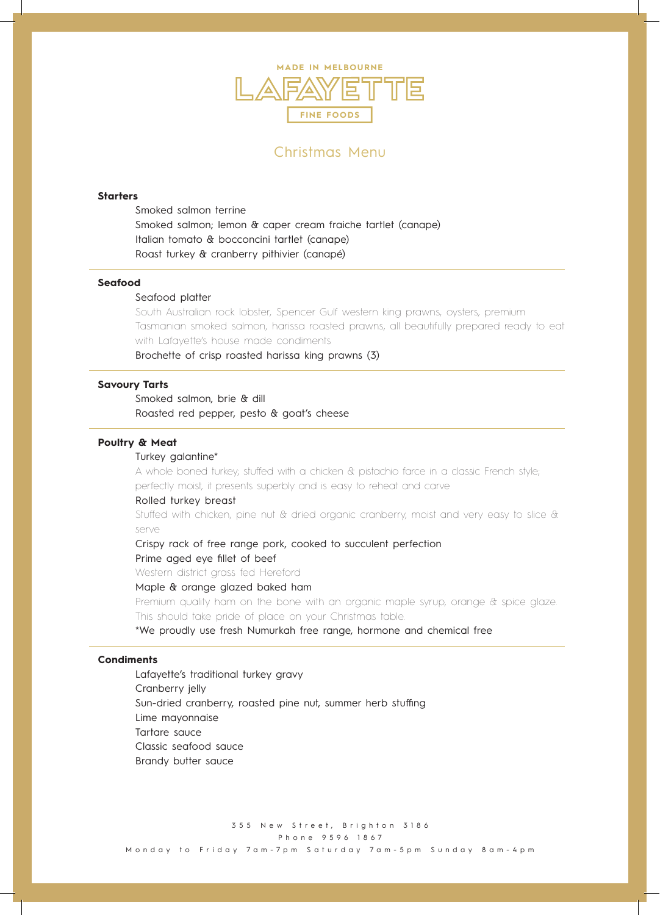MADE IN MELBOURNE

# LAFAYETTE

FINE FOODS

## Christmas Menu

### Starters

Smoked salmon terrine
Smoked salmon; lemon & caper cream fraiche tartlet (canape)
Italian tomato & bocconcini tartlet (canape)
Roast turkey & cranberry pithivier (canapé)

---

### Seafood

Seafood platter
South Australian rock lobster, Spencer Gulf western king prawns, oysters, premium Tasmanian smoked salmon, harissa roasted prawns, all beautifully prepared ready to eat with Lafayette's house made condiments
Brochette of crisp roasted harissa king prawns (3)

---

### Savoury Tarts

Smoked salmon, brie & dill
Roasted red pepper, pesto & goat's cheese

---

### Poultry & Meat

Turkey galantine*
A whole boned turkey, stuffed with a chicken & pistachio farce in a classic French style, perfectly moist, it presents superbly and is easy to reheat and carve
Rolled turkey breast
Stuffed with chicken, pine nut & dried organic cranberry, moist and very easy to slice & serve
Crispy rack of free range pork, cooked to succulent perfection
Prime aged eye fillet of beef
Western district grass fed Hereford
Maple & orange glazed baked ham
Premium quality ham on the bone with an organic maple syrup, orange & spice glaze. This should take pride of place on your Christmas table.
*We proudly use fresh Numurkah free range, hormone and chemical free

---

### Condiments

Lafayette's traditional turkey gravy
Cranberry jelly
Sun-dried cranberry, roasted pine nut, summer herb stuffing
Lime mayonnaise
Tartare sauce
Classic seafood sauce
Brandy butter sauce

355 New Street, Brighton 3186
Phone 9596 1867
Monday to Friday 7am-7pm Saturday 7am-5pm Sunday 8am-4pm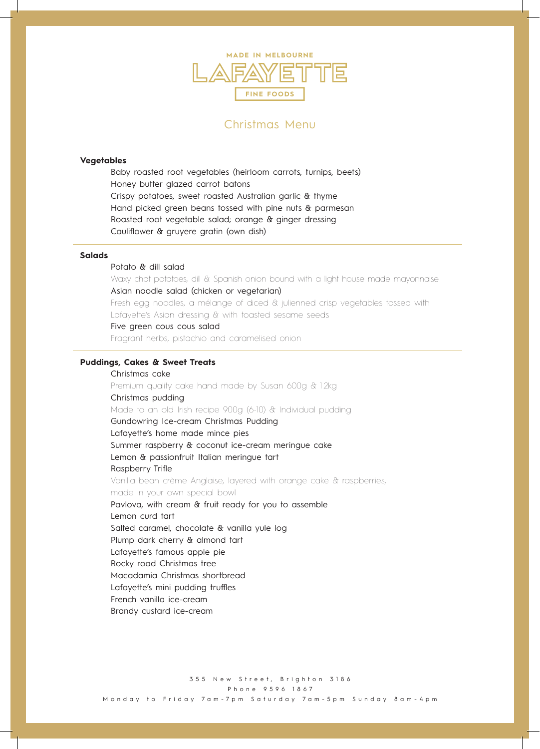MADE IN MELBOURNE

# LAFAYETTE

FINE FOODS

## Christmas Menu

### Vegetables

Baby roasted root vegetables (heirloom carrots, turnips, beets)
Honey butter glazed carrot batons
Crispy potatoes, sweet roasted Australian garlic & thyme
Hand picked green beans tossed with pine nuts & parmesan
Roasted root vegetable salad; orange & ginger dressing
Cauliflower & gruyere gratin (own dish)

### Salads

Potato & dill salad
Waxy chat potatoes, dill & Spanish onion bound with a light house made mayonnaise
Asian noodle salad (chicken or vegetarian)
Fresh egg noodles, a mélange of diced & julienned crisp vegetables tossed with Lafayette's Asian dressing & with toasted sesame seeds
Five green cous cous salad
Fragrant herbs, pistachio and caramelised onion

### Puddings, Cakes & Sweet Treats

Christmas cake
Premium quality cake hand made by Susan 600g & 1.2kg
Christmas pudding
Made to an old Irish recipe 900g (6-10) & Individual pudding
Gundowring Ice-cream Christmas Pudding
Lafayette's home made mince pies
Summer raspberry & coconut ice-cream meringue cake
Lemon & passionfruit Italian meringue tart
Raspberry Trifle
Vanilla bean crème Anglaise, layered with orange cake & raspberries, made in your own special bowl
Pavlova, with cream & fruit ready for you to assemble
Lemon curd tart
Salted caramel, chocolate & vanilla yule log
Plump dark cherry & almond tart
Lafayette's famous apple pie
Rocky road Christmas tree
Macadamia Christmas shortbread
Lafayette's mini pudding truffles
French vanilla ice-cream
Brandy custard ice-cream

355 New Street, Brighton 3186
Phone 9596 1867
Monday to Friday 7am-7pm Saturday 7am-5pm Sunday 8am-4pm